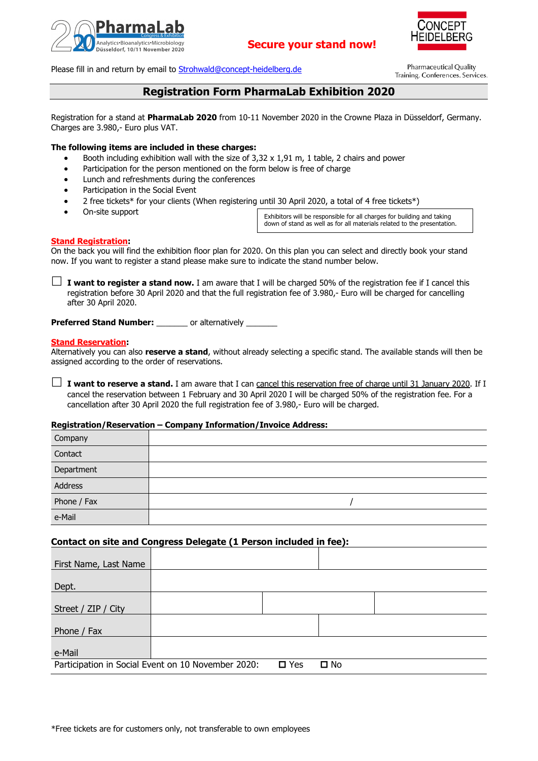PharmaLab 2020 Congress & Exhibition
Analytics•Bioanalytics•Microbiology
Düsseldorf, 10/11 November 2020

**Secure your stand now!**

CONCEPT HEIDELBERG
Pharmaceutical Quality
Training. Conferences. Services.

Please fill in and return by email to Strohwald@concept-heidelberg.de

# Registration Form PharmaLab Exhibition 2020

Registration for a stand at **PharmaLab 2020** from 10-11 November 2020 in the Crowne Plaza in Düsseldorf, Germany. Charges are 3.980,- Euro plus VAT.

**The following items are included in these charges:**

- Booth including exhibition wall with the size of 3,32 x 1,91 m, 1 table, 2 chairs and power
- Participation for the person mentioned on the form below is free of charge
- Lunch and refreshments during the conferences
- Participation in the Social Event
- 2 free tickets* for your clients (When registering until 30 April 2020, a total of 4 free tickets*)
- On-site support

> Exhibitors will be responsible for all charges for building and taking down of stand as well as for all materials related to the presentation.

**Stand Registration:**
On the back you will find the exhibition floor plan for 2020. On this plan you can select and directly book your stand now. If you want to register a stand please make sure to indicate the stand number below.

☐ **I want to register a stand now.** I am aware that I will be charged 50% of the registration fee if I cancel this registration before 30 April 2020 and that the full registration fee of 3.980,- Euro will be charged for cancelling after 30 April 2020.

**Preferred Stand Number:** _______ or alternatively _______

**Stand Reservation:**
Alternatively you can also **reserve a stand**, without already selecting a specific stand. The available stands will then be assigned according to the order of reservations.

☐ **I want to reserve a stand.** I am aware that I can cancel this reservation free of charge until 31 January 2020. If I cancel the reservation between 1 February and 30 April 2020 I will be charged 50% of the registration fee. For a cancellation after 30 April 2020 the full registration fee of 3.980,- Euro will be charged.

**Registration/Reservation – Company Information/Invoice Address:**

| Company | |
|---|---|
| Contact | |
| Department | |
| Address | |
| Phone / Fax | / |
| e-Mail | |

**Contact on site and Congress Delegate (1 Person included in fee):**

| First Name, Last Name | | | |
|---|---|---|---|
| Dept. | | | |
| Street / ZIP / City | | | |
| Phone / Fax | | | |
| e-Mail | | | |

Participation in Social Event on 10 November 2020: ☐ Yes ☐ No

*Free tickets are for customers only, not transferable to own employees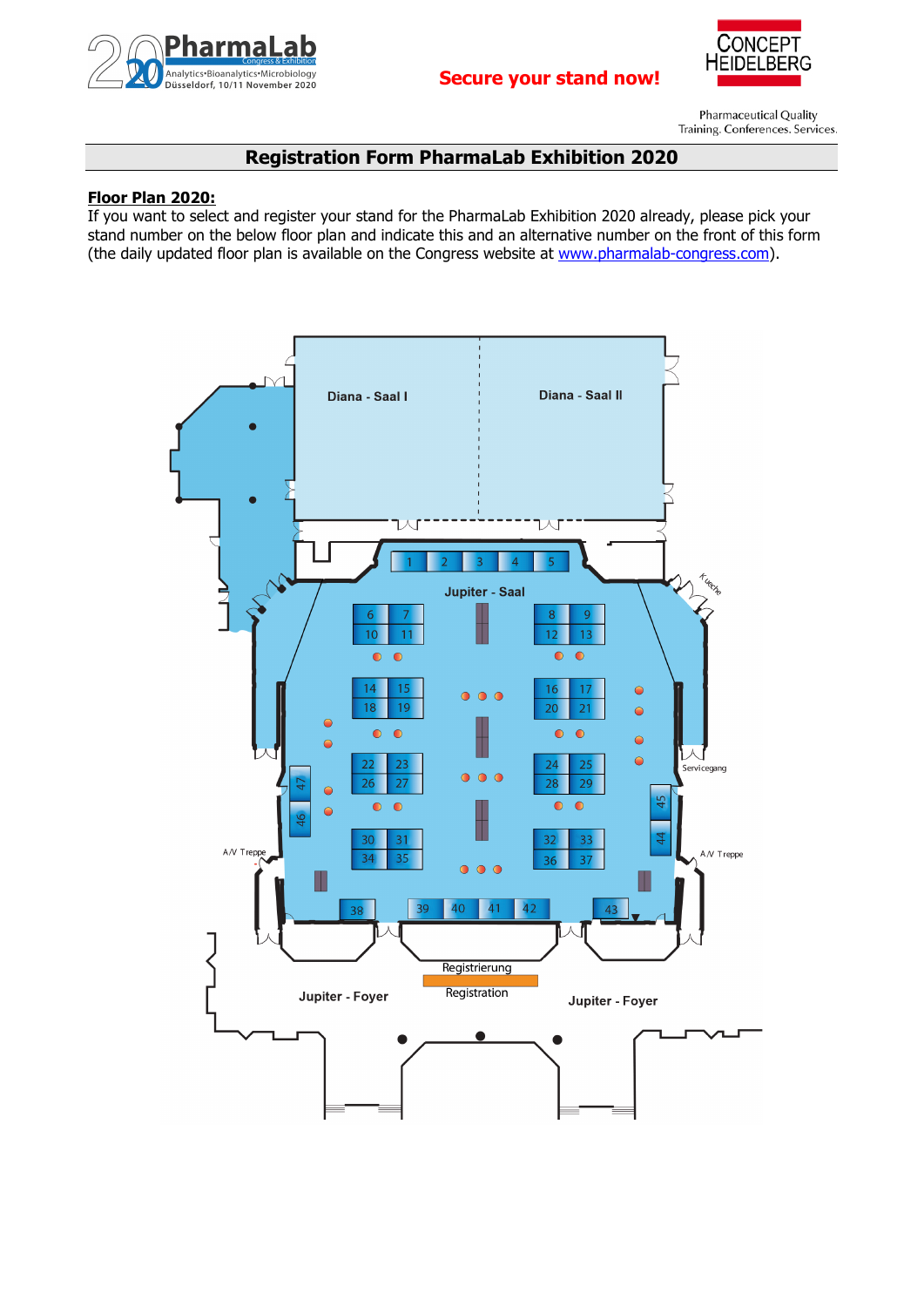PharmaLab 2020 Congress & Exhibition
Analytics•Bioanalytics•Microbiology
Düsseldorf, 10/11 November 2020

**Secure your stand now!**

CONCEPT HEIDELBERG
Pharmaceutical Quality
Training. Conferences. Services.

## Registration Form PharmaLab Exhibition 2020

**Floor Plan 2020:**

If you want to select and register your stand for the PharmaLab Exhibition 2020 already, please pick your stand number on the below floor plan and indicate this and an alternative number on the front of this form (the daily updated floor plan is available on the Congress website at www.pharmalab-congress.com).

Diana - Saal I

Diana - Saal II

Jupiter - Saal

1 2 3 4 5

6 7 8 9
10 11 12 13
14 15 16 17
18 19 20 21
22 23 24 25
26 27 28 29
30 31 32 33
34 35 36 37
38 39 40 41 42 43
44 45 46 47

Kueche

Servicegang

A/V Treppe

A/V Treppe

Registrierung
Registration

Jupiter - Foyer

Jupiter - Foyer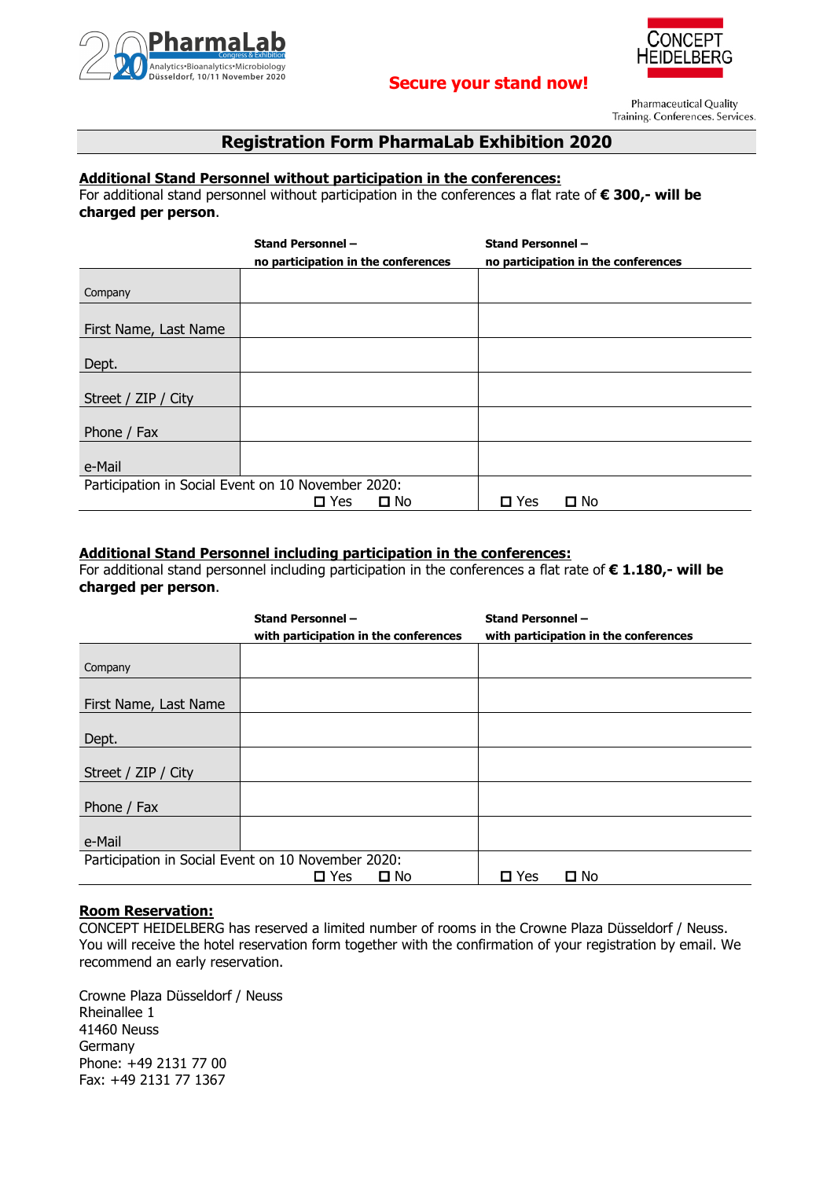Secure your stand now!

## Registration Form PharmaLab Exhibition 2020

**Additional Stand Personnel without participation in the conferences:**

For additional stand personnel without participation in the conferences a flat rate of **€ 300,- will be charged per person**.

| | **Stand Personnel – no participation in the conferences** | **Stand Personnel – no participation in the conferences** |
|---|---|---|
| Company | | |
| First Name, Last Name | | |
| Dept. | | |
| Street / ZIP / City | | |
| Phone / Fax | | |
| e-Mail | | |
| Participation in Social Event on 10 November 2020: | ☐ Yes ☐ No | ☐ Yes ☐ No |

**Additional Stand Personnel including participation in the conferences:**

For additional stand personnel including participation in the conferences a flat rate of **€ 1.180,- will be charged per person**.

| | **Stand Personnel – with participation in the conferences** | **Stand Personnel – with participation in the conferences** |
|---|---|---|
| Company | | |
| First Name, Last Name | | |
| Dept. | | |
| Street / ZIP / City | | |
| Phone / Fax | | |
| e-Mail | | |
| Participation in Social Event on 10 November 2020: | ☐ Yes ☐ No | ☐ Yes ☐ No |

**Room Reservation:**

CONCEPT HEIDELBERG has reserved a limited number of rooms in the Crowne Plaza Düsseldorf / Neuss. You will receive the hotel reservation form together with the confirmation of your registration by email. We recommend an early reservation.

Crowne Plaza Düsseldorf / Neuss
Rheinallee 1
41460 Neuss
Germany
Phone: +49 2131 77 00
Fax: +49 2131 77 1367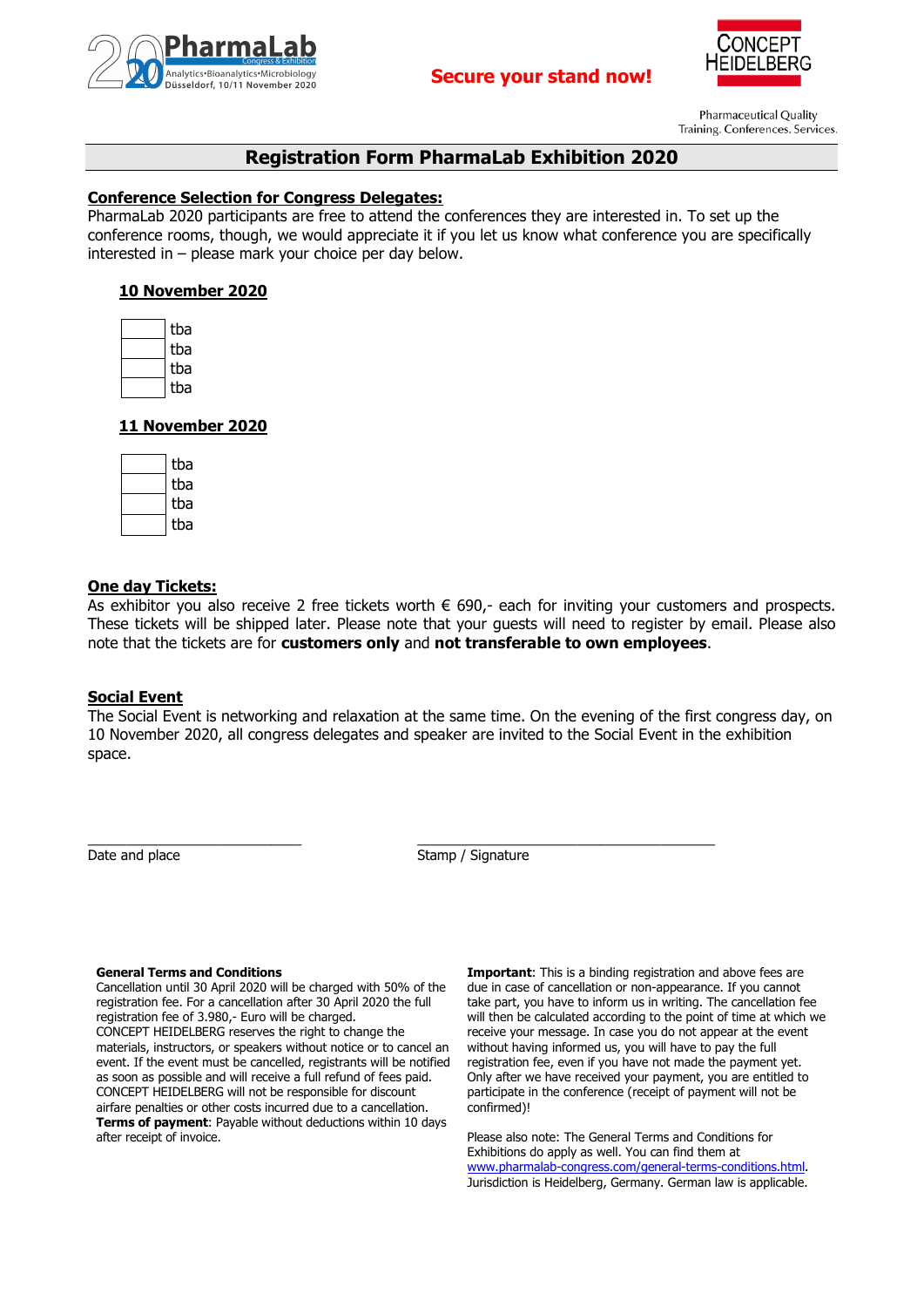Secure your stand now!

Pharmaceutical Quality
Training. Conferences. Services.

# Registration Form PharmaLab Exhibition 2020

## Conference Selection for Congress Delegates:

PharmaLab 2020 participants are free to attend the conferences they are interested in. To set up the conference rooms, though, we would appreciate it if you let us know what conference you are specifically interested in – please mark your choice per day below.

### 10 November 2020

- [ ] tba
- [ ] tba
- [ ] tba
- [ ] tba

### 11 November 2020

- [ ] tba
- [ ] tba
- [ ] tba
- [ ] tba

## One day Tickets:

As exhibitor you also receive 2 free tickets worth € 690,- each for inviting your customers and prospects. These tickets will be shipped later. Please note that your guests will need to register by email. Please also note that the tickets are for **customers only** and **not transferable to own employees**.

## Social Event

The Social Event is networking and relaxation at the same time. On the evening of the first congress day, on 10 November 2020, all congress delegates and speaker are invited to the Social Event in the exhibition space.

\_\_\_\_\_\_\_\_\_\_\_\_\_\_\_\_\_\_\_\_\_\_\_\_\_\_\_\_ Date and place

\_\_\_\_\_\_\_\_\_\_\_\_\_\_\_\_\_\_\_\_\_\_\_\_\_\_\_\_\_\_\_\_\_\_\_\_\_\_\_ Stamp / Signature

**General Terms and Conditions**
Cancellation until 30 April 2020 will be charged with 50% of the registration fee. For a cancellation after 30 April 2020 the full registration fee of 3.980,- Euro will be charged.
CONCEPT HEIDELBERG reserves the right to change the materials, instructors, or speakers without notice or to cancel an event. If the event must be cancelled, registrants will be notified as soon as possible and will receive a full refund of fees paid. CONCEPT HEIDELBERG will not be responsible for discount airfare penalties or other costs incurred due to a cancellation.
**Terms of payment**: Payable without deductions within 10 days after receipt of invoice.

**Important**: This is a binding registration and above fees are due in case of cancellation or non-appearance. If you cannot take part, you have to inform us in writing. The cancellation fee will then be calculated according to the point of time at which we receive your message. In case you do not appear at the event without having informed us, you will have to pay the full registration fee, even if you have not made the payment yet. Only after we have received your payment, you are entitled to participate in the conference (receipt of payment will not be confirmed)!

Please also note: The General Terms and Conditions for Exhibitions do apply as well. You can find them at www.pharmalab-congress.com/general-terms-conditions.html. Jurisdiction is Heidelberg, Germany. German law is applicable.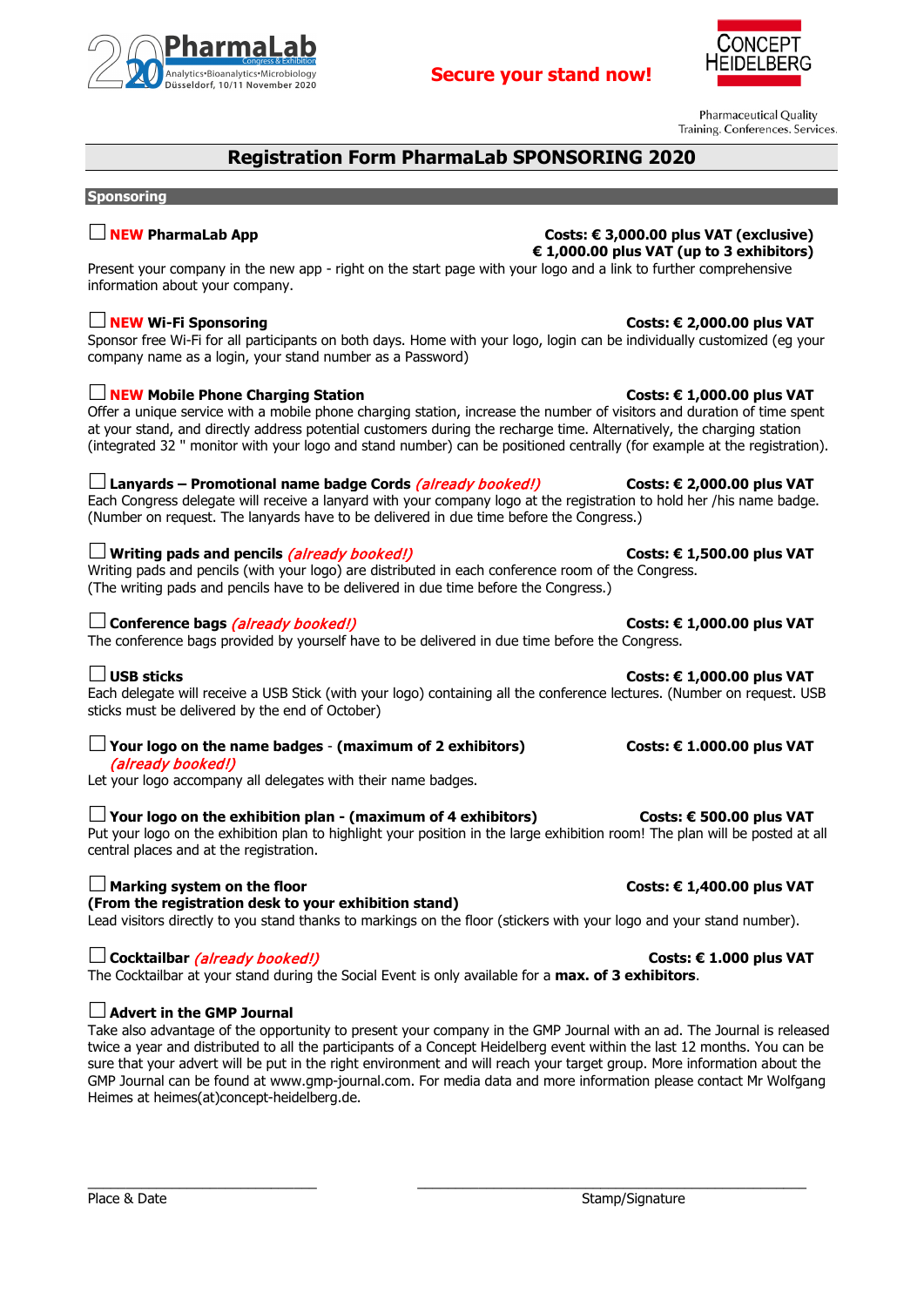PharmaLab Congress & Exhibition
Analytics•Bioanalytics•Microbiology
Düsseldorf, 10/11 November 2020

**Secure your stand now!**

CONCEPT HEIDELBERG
Pharmaceutical Quality
Training. Conferences. Services.

# Registration Form PharmaLab SPONSORING 2020

## Sponsoring

☐ **NEW PharmaLab App** — **Costs: € 3,000.00 plus VAT (exclusive)**
**€ 1,000.00 plus VAT (up to 3 exhibitors)**
Present your company in the new app - right on the start page with your logo and a link to further comprehensive information about your company.

☐ **NEW Wi-Fi Sponsoring** — **Costs: € 2,000.00 plus VAT**
Sponsor free Wi-Fi for all participants on both days. Home with your logo, login can be individually customized (eg your company name as a login, your stand number as a Password)

☐ **NEW Mobile Phone Charging Station** — **Costs: € 1,000.00 plus VAT**
Offer a unique service with a mobile phone charging station, increase the number of visitors and duration of time spent at your stand, and directly address potential customers during the recharge time. Alternatively, the charging station (integrated 32 " monitor with your logo and stand number) can be positioned centrally (for example at the registration).

☐ **Lanyards – Promotional name badge Cords** *(already booked!)* — **Costs: € 2,000.00 plus VAT**
Each Congress delegate will receive a lanyard with your company logo at the registration to hold her /his name badge. (Number on request. The lanyards have to be delivered in due time before the Congress.)

☐ **Writing pads and pencils** *(already booked!)* — **Costs: € 1,500.00 plus VAT**
Writing pads and pencils (with your logo) are distributed in each conference room of the Congress.
(The writing pads and pencils have to be delivered in due time before the Congress.)

☐ **Conference bags** *(already booked!)* — **Costs: € 1,000.00 plus VAT**
The conference bags provided by yourself have to be delivered in due time before the Congress.

☐ **USB sticks** — **Costs: € 1,000.00 plus VAT**
Each delegate will receive a USB Stick (with your logo) containing all the conference lectures. (Number on request. USB sticks must be delivered by the end of October)

☐ **Your logo on the name badges - (maximum of 2 exhibitors)** *(already booked!)* — **Costs: € 1.000.00 plus VAT**
Let your logo accompany all delegates with their name badges.

☐ **Your logo on the exhibition plan - (maximum of 4 exhibitors)** — **Costs: € 500.00 plus VAT**
Put your logo on the exhibition plan to highlight your position in the large exhibition room! The plan will be posted at all central places and at the registration.

☐ **Marking system on the floor** — **Costs: € 1,400.00 plus VAT**
**(From the registration desk to your exhibition stand)**
Lead visitors directly to you stand thanks to markings on the floor (stickers with your logo and your stand number).

☐ **Cocktailbar** *(already booked!)* — **Costs: € 1.000 plus VAT**
The Cocktailbar at your stand during the Social Event is only available for a **max. of 3 exhibitors**.

☐ **Advert in the GMP Journal**
Take also advantage of the opportunity to present your company in the GMP Journal with an ad. The Journal is released twice a year and distributed to all the participants of a Concept Heidelberg event within the last 12 months. You can be sure that your advert will be put in the right environment and will reach your target group. More information about the GMP Journal can be found at www.gmp-journal.com. For media data and more information please contact Mr Wolfgang Heimes at heimes(at)concept-heidelberg.de.

\_\_\_\_\_\_\_\_\_\_\_\_\_\_\_\_\_\_\_\_\_\_\_\_\_\_\_\_\_\_ \_\_\_\_\_\_\_\_\_\_\_\_\_\_\_\_\_\_\_\_\_\_\_\_\_\_\_\_\_\_\_\_\_\_\_\_\_\_\_\_\_\_\_\_\_\_\_\_\_\_

Place & Date Stamp/Signature